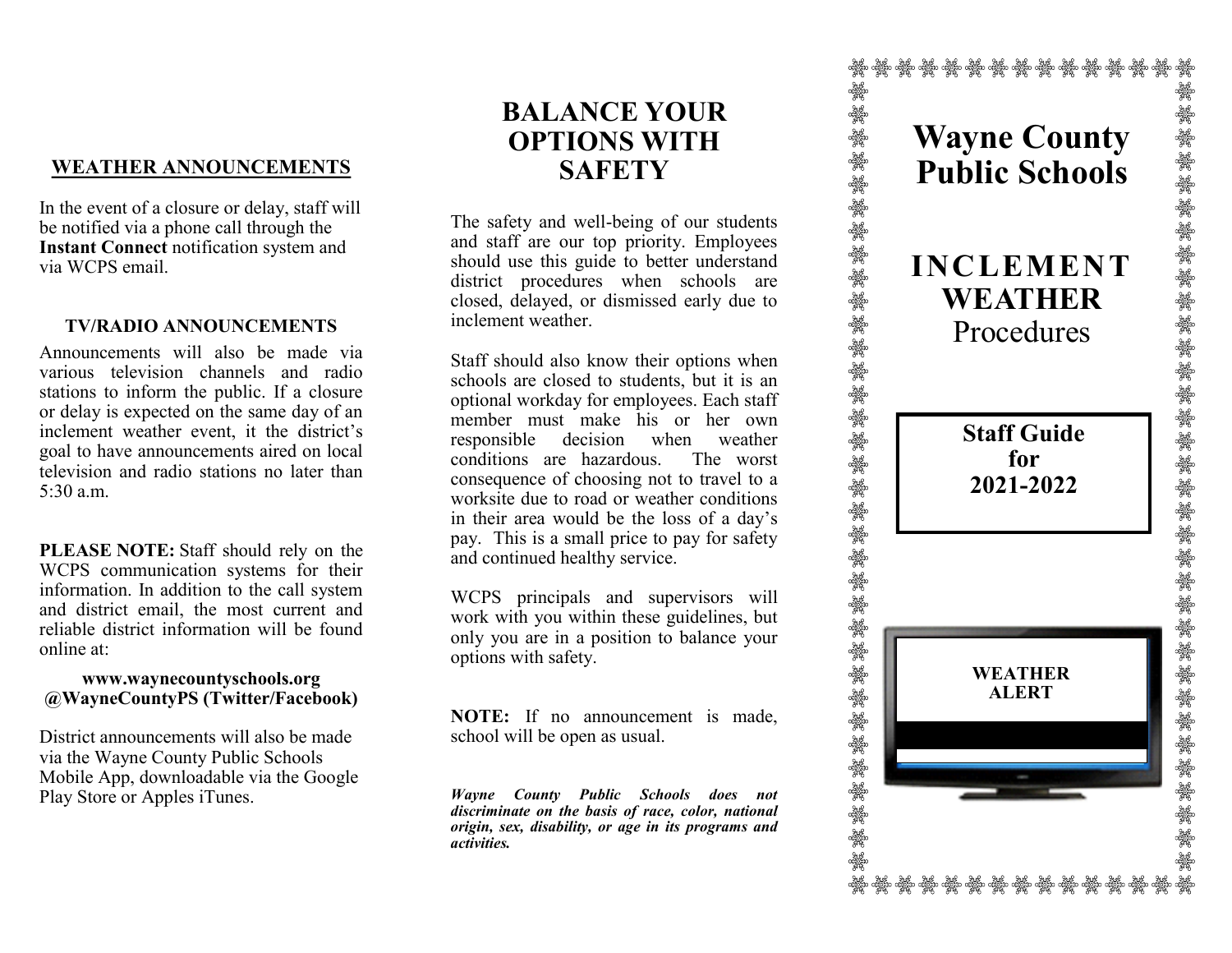## WEATHER ANNOUNCEMENTS

In the event of a closure or delay, staff will be notified via a phone call through the **Instant Connect** notification system and via WCPS email.

### TV/RADIO ANNOUNCEMENTS

Announcements will also be made via various television channels and radio stations to inform the public. If a closure or delay is expected on the same day of an inclement weather event, it the district's goal to have announcements aired on local television and radio stations no later than 5:30 a.m.

**PLEASE NOTE:** Staff should rely on the WCPS communication systems for their information. In addition to the call system and district email, the most current and reliable district information will be found online at:

**www.waynecountyschools.org**
**@WayneCountyPS (Twitter/Facebook)**

District announcements will also be made via the Wayne County Public Schools Mobile App, downloadable via the Google Play Store or Apples iTunes.

## BALANCE YOUR OPTIONS WITH SAFETY

The safety and well-being of our students and staff are our top priority. Employees should use this guide to better understand district procedures when schools are closed, delayed, or dismissed early due to inclement weather.

Staff should also know their options when schools are closed to students, but it is an optional workday for employees. Each staff member must make his or her own responsible decision when weather conditions are hazardous. The worst consequence of choosing not to travel to a worksite due to road or weather conditions in their area would be the loss of a day's pay. This is a small price to pay for safety and continued healthy service.

WCPS principals and supervisors will work with you within these guidelines, but only you are in a position to balance your options with safety.

**NOTE:** If no announcement is made, school will be open as usual.

***Wayne County Public Schools does not discriminate on the basis of race, color, national origin, sex, disability, or age in its programs and activities.***

# Wayne County Public Schools

# INCLEMENT WEATHER
Procedures

**Staff Guide for 2021-2022**

**WEATHER ALERT**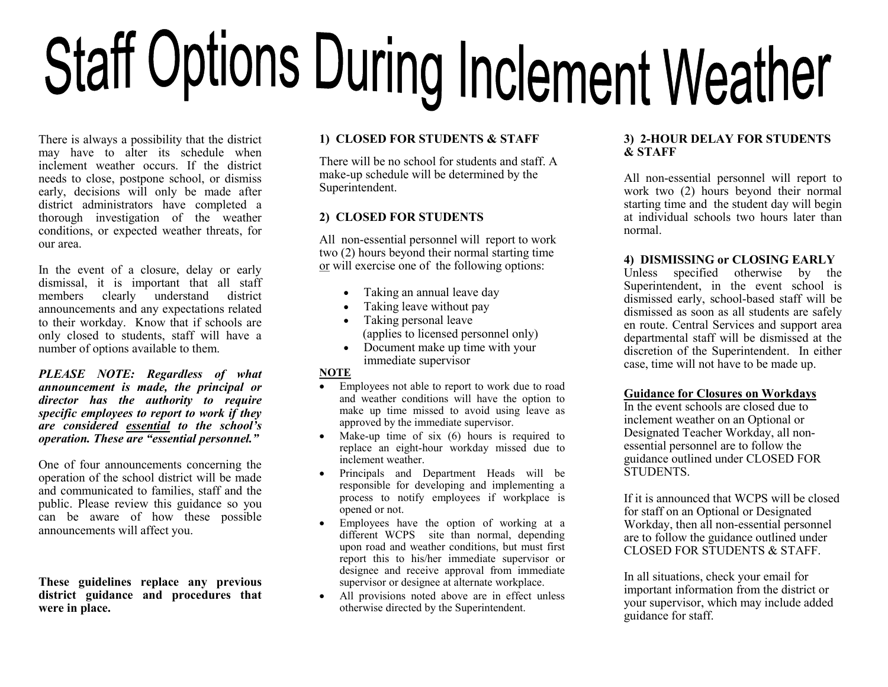# Staff Options During Inclement Weather

There is always a possibility that the district may have to alter its schedule when inclement weather occurs. If the district needs to close, postpone school, or dismiss early, decisions will only be made after district administrators have completed a thorough investigation of the weather conditions, or expected weather threats, for our area.

In the event of a closure, delay or early dismissal, it is important that all staff members clearly understand district announcements and any expectations related to their workday. Know that if schools are only closed to students, staff will have a number of options available to them.

***PLEASE NOTE: Regardless of what announcement is made, the principal or director has the authority to require specific employees to report to work if they are considered essential to the school's operation. These are "essential personnel."***

One of four announcements concerning the operation of the school district will be made and communicated to families, staff and the public. Please review this guidance so you can be aware of how these possible announcements will affect you.

**These guidelines replace any previous district guidance and procedures that were in place.**

**1) CLOSED FOR STUDENTS & STAFF**

There will be no school for students and staff. A make-up schedule will be determined by the Superintendent.

**2) CLOSED FOR STUDENTS**

All non-essential personnel will report to work two (2) hours beyond their normal starting time or will exercise one of the following options:

- Taking an annual leave day
- Taking leave without pay
- Taking personal leave (applies to licensed personnel only)
- Document make up time with your immediate supervisor

**NOTE**

- Employees not able to report to work due to road and weather conditions will have the option to make up time missed to avoid using leave as approved by the immediate supervisor.
- Make-up time of six (6) hours is required to replace an eight-hour workday missed due to inclement weather.
- Principals and Department Heads will be responsible for developing and implementing a process to notify employees if workplace is opened or not.
- Employees have the option of working at a different WCPS site than normal, depending upon road and weather conditions, but must first report this to his/her immediate supervisor or designee and receive approval from immediate supervisor or designee at alternate workplace.
- All provisions noted above are in effect unless otherwise directed by the Superintendent.

**3) 2-HOUR DELAY FOR STUDENTS & STAFF**

All non-essential personnel will report to work two (2) hours beyond their normal starting time and the student day will begin at individual schools two hours later than normal.

**4) DISMISSING or CLOSING EARLY**

Unless specified otherwise by the Superintendent, in the event school is dismissed early, school-based staff will be dismissed as soon as all students are safely en route. Central Services and support area departmental staff will be dismissed at the discretion of the Superintendent. In either case, time will not have to be made up.

**Guidance for Closures on Workdays**

In the event schools are closed due to inclement weather on an Optional or Designated Teacher Workday, all non-essential personnel are to follow the guidance outlined under CLOSED FOR STUDENTS.

If it is announced that WCPS will be closed for staff on an Optional or Designated Workday, then all non-essential personnel are to follow the guidance outlined under CLOSED FOR STUDENTS & STAFF.

In all situations, check your email for important information from the district or your supervisor, which may include added guidance for staff.